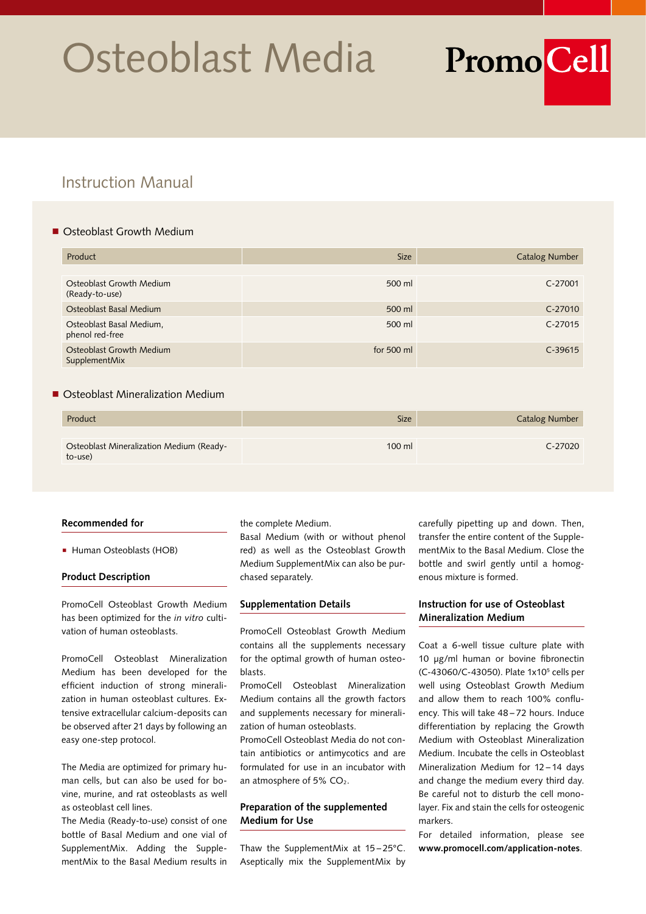# Osteoblast Media

PromoCell

## Instruction Manual

### Osteoblast Growth Medium

| Product | Size | Catalog Number |
|---|---|---|
| Osteoblast Growth Medium (Ready-to-use) | 500 ml | C-27001 |
| Osteoblast Basal Medium | 500 ml | C-27010 |
| Osteoblast Basal Medium, phenol red-free | 500 ml | C-27015 |
| Osteoblast Growth Medium SupplementMix | for 500 ml | C-39615 |

### Osteoblast Mineralization Medium

| Product | Size | Catalog Number |
|---|---|---|
| Osteoblast Mineralization Medium (Ready-to-use) | 100 ml | C-27020 |

**Recommended for**

- Human Osteoblasts (HOB)

**Product Description**

PromoCell Osteoblast Growth Medium has been optimized for the *in vitro* cultivation of human osteoblasts.

PromoCell Osteoblast Mineralization Medium has been developed for the efficient induction of strong mineralization in human osteoblast cultures. Extensive extracellular calcium-deposits can be observed after 21 days by following an easy one-step protocol.

The Media are optimized for primary human cells, but can also be used for bovine, murine, and rat osteoblasts as well as osteoblast cell lines.
The Media (Ready-to-use) consist of one bottle of Basal Medium and one vial of SupplementMix. Adding the SupplementMix to the Basal Medium results in the complete Medium.
Basal Medium (with or without phenol red) as well as the Osteoblast Growth Medium SupplementMix can also be purchased separately.

**Supplementation Details**

PromoCell Osteoblast Growth Medium contains all the supplements necessary for the optimal growth of human osteoblasts.
PromoCell Osteoblast Mineralization Medium contains all the growth factors and supplements necessary for mineralization of human osteoblasts.
PromoCell Osteoblast Media do not contain antibiotics or antimycotics and are formulated for use in an incubator with an atmosphere of 5% $CO_2$.

**Preparation of the supplemented Medium for Use**

Thaw the SupplementMix at 15 – 25°C. Aseptically mix the SupplementMix by carefully pipetting up and down. Then, transfer the entire content of the SupplementMix to the Basal Medium. Close the bottle and swirl gently until a homogenous mixture is formed.

**Instruction for use of Osteoblast Mineralization Medium**

Coat a 6-well tissue culture plate with 10 µg/ml human or bovine fibronectin (C-43060/C-43050). Plate $1x10^5$ cells per well using Osteoblast Growth Medium and allow them to reach 100% confluency. This will take 48 – 72 hours. Induce differentiation by replacing the Growth Medium with Osteoblast Mineralization Medium. Incubate the cells in Osteoblast Mineralization Medium for 12 – 14 days and change the medium every third day. Be careful not to disturb the cell monolayer. Fix and stain the cells for osteogenic markers.
For detailed information, please see **www.promocell.com/application-notes**.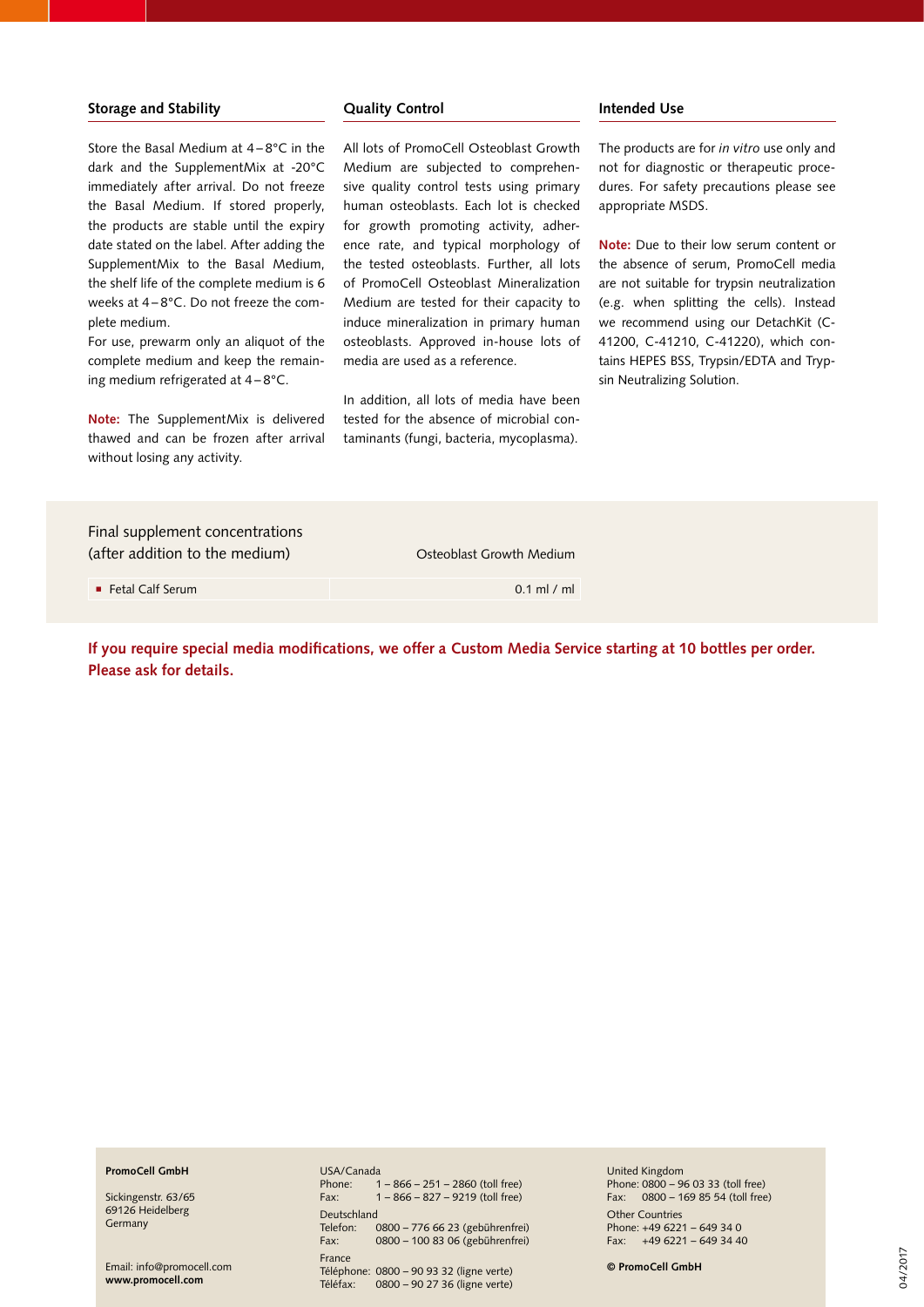## Storage and Stability

Store the Basal Medium at 4 – 8°C in the dark and the SupplementMix at -20°C immediately after arrival. Do not freeze the Basal Medium. If stored properly, the products are stable until the expiry date stated on the label. After adding the SupplementMix to the Basal Medium, the shelf life of the complete medium is 6 weeks at 4 – 8°C. Do not freeze the complete medium.

For use, prewarm only an aliquot of the complete medium and keep the remaining medium refrigerated at 4 – 8°C.

**Note:** The SupplementMix is delivered thawed and can be frozen after arrival without losing any activity.

## Quality Control

All lots of PromoCell Osteoblast Growth Medium are subjected to comprehensive quality control tests using primary human osteoblasts. Each lot is checked for growth promoting activity, adherence rate, and typical morphology of the tested osteoblasts. Further, all lots of PromoCell Osteoblast Mineralization Medium are tested for their capacity to induce mineralization in primary human osteoblasts. Approved in-house lots of media are used as a reference.

In addition, all lots of media have been tested for the absence of microbial contaminants (fungi, bacteria, mycoplasma).

## Intended Use

The products are for *in vitro* use only and not for diagnostic or therapeutic procedures. For safety precautions please see appropriate MSDS.

**Note:** Due to their low serum content or the absence of serum, PromoCell media are not suitable for trypsin neutralization (e.g. when splitting the cells). Instead we recommend using our DetachKit (C-41200, C-41210, C-41220), which contains HEPES BSS, Trypsin/EDTA and Trypsin Neutralizing Solution.

| Final supplement concentrations (after addition to the medium) | Osteoblast Growth Medium |
|---|---|
| Fetal Calf Serum | 0.1 ml / ml |

**If you require special media modifications, we offer a Custom Media Service starting at 10 bottles per order. Please ask for details.**

**PromoCell GmbH**

Sickingenstr. 63/65
69126 Heidelberg
Germany

Email: info@promocell.com
**www.promocell.com**

USA/Canada
Phone: 1 – 866 – 251 – 2860 (toll free)
Fax: 1 – 866 – 827 – 9219 (toll free)

Deutschland
Telefon: 0800 – 776 66 23 (gebührenfrei)
Fax: 0800 – 100 83 06 (gebührenfrei)

France
Téléphone: 0800 – 90 93 32 (ligne verte)
Téléfax: 0800 – 90 27 36 (ligne verte)

United Kingdom
Phone: 0800 – 96 03 33 (toll free)
Fax: 0800 – 169 85 54 (toll free)

Other Countries
Phone: +49 6221 – 649 34 0
Fax: +49 6221 – 649 34 40

**© PromoCell GmbH**

04/2017